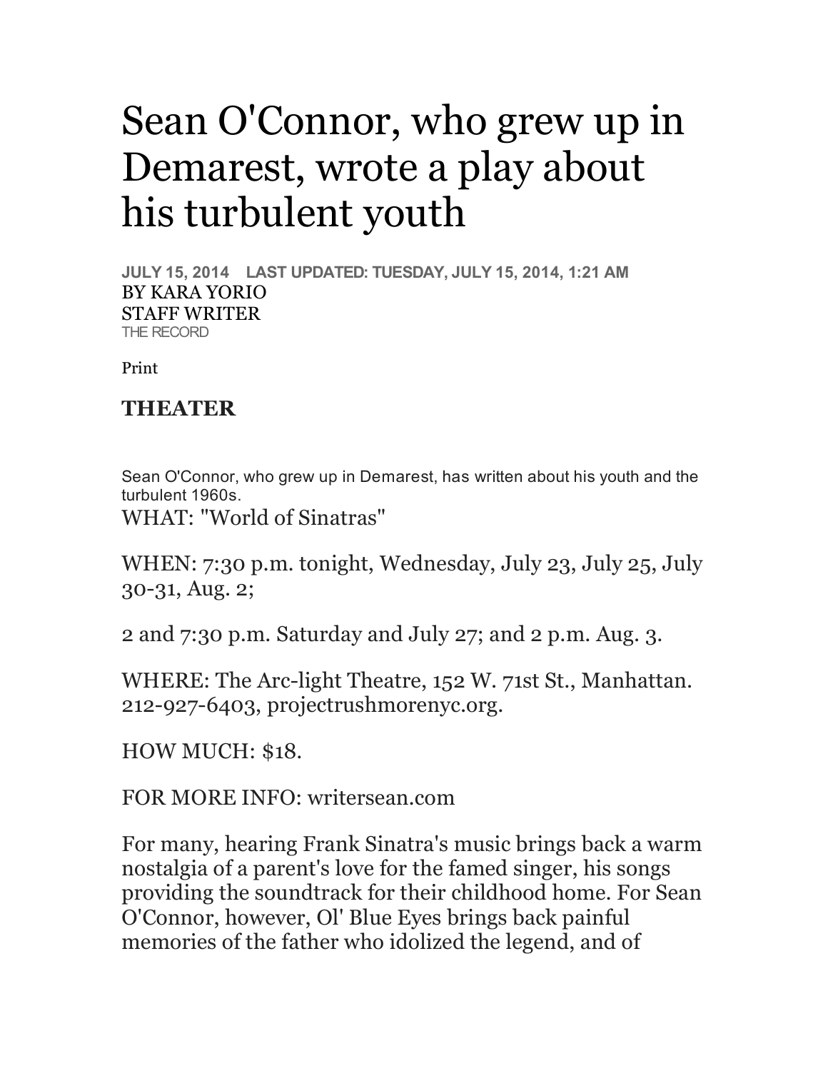# Sean O'Connor, who grew up in Demarest, wrote a play about his turbulent youth

JULY 15, 2014 LAST UPDATED: TUESDAY, JULY 15, 2014, 1:21 AM
BY KARA YORIO
STAFF WRITER
THE RECORD

Print

## THEATER

Sean O'Connor, who grew up in Demarest, has written about his youth and the turbulent 1960s.

WHAT: "World of Sinatras"

WHEN: 7:30 p.m. tonight, Wednesday, July 23, July 25, July 30-31, Aug. 2;

2 and 7:30 p.m. Saturday and July 27; and 2 p.m. Aug. 3.

WHERE: The Arc-light Theatre, 152 W. 71st St., Manhattan. 212-927-6403, projectrushmorenyc.org.

HOW MUCH: $18.

FOR MORE INFO: writersean.com

For many, hearing Frank Sinatra's music brings back a warm nostalgia of a parent's love for the famed singer, his songs providing the soundtrack for their childhood home. For Sean O'Connor, however, Ol' Blue Eyes brings back painful memories of the father who idolized the legend, and of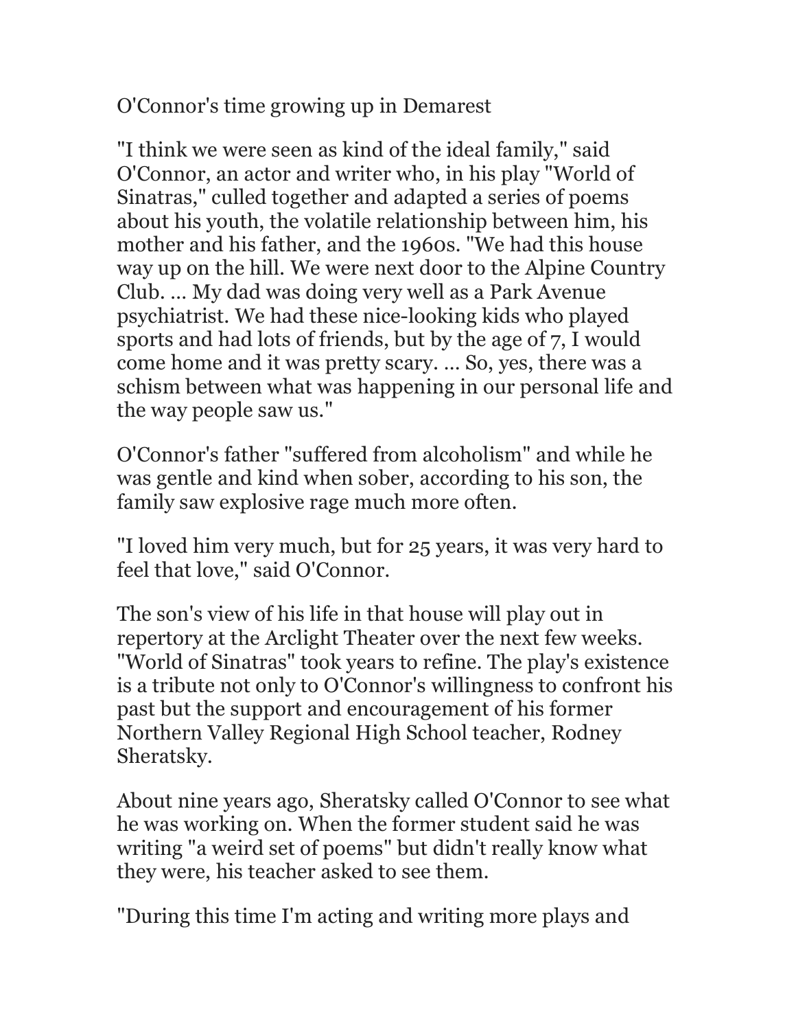O'Connor's time growing up in Demarest

"I think we were seen as kind of the ideal family," said O'Connor, an actor and writer who, in his play "World of Sinatras," culled together and adapted a series of poems about his youth, the volatile relationship between him, his mother and his father, and the 1960s. "We had this house way up on the hill. We were next door to the Alpine Country Club. ... My dad was doing very well as a Park Avenue psychiatrist. We had these nice-looking kids who played sports and had lots of friends, but by the age of 7, I would come home and it was pretty scary. ... So, yes, there was a schism between what was happening in our personal life and the way people saw us."

O'Connor's father "suffered from alcoholism" and while he was gentle and kind when sober, according to his son, the family saw explosive rage much more often.

"I loved him very much, but for 25 years, it was very hard to feel that love," said O'Connor.

The son's view of his life in that house will play out in repertory at the Arclight Theater over the next few weeks. "World of Sinatras" took years to refine. The play's existence is a tribute not only to O'Connor's willingness to confront his past but the support and encouragement of his former Northern Valley Regional High School teacher, Rodney Sheratsky.

About nine years ago, Sheratsky called O'Connor to see what he was working on. When the former student said he was writing "a weird set of poems" but didn't really know what they were, his teacher asked to see them.

"During this time I'm acting and writing more plays and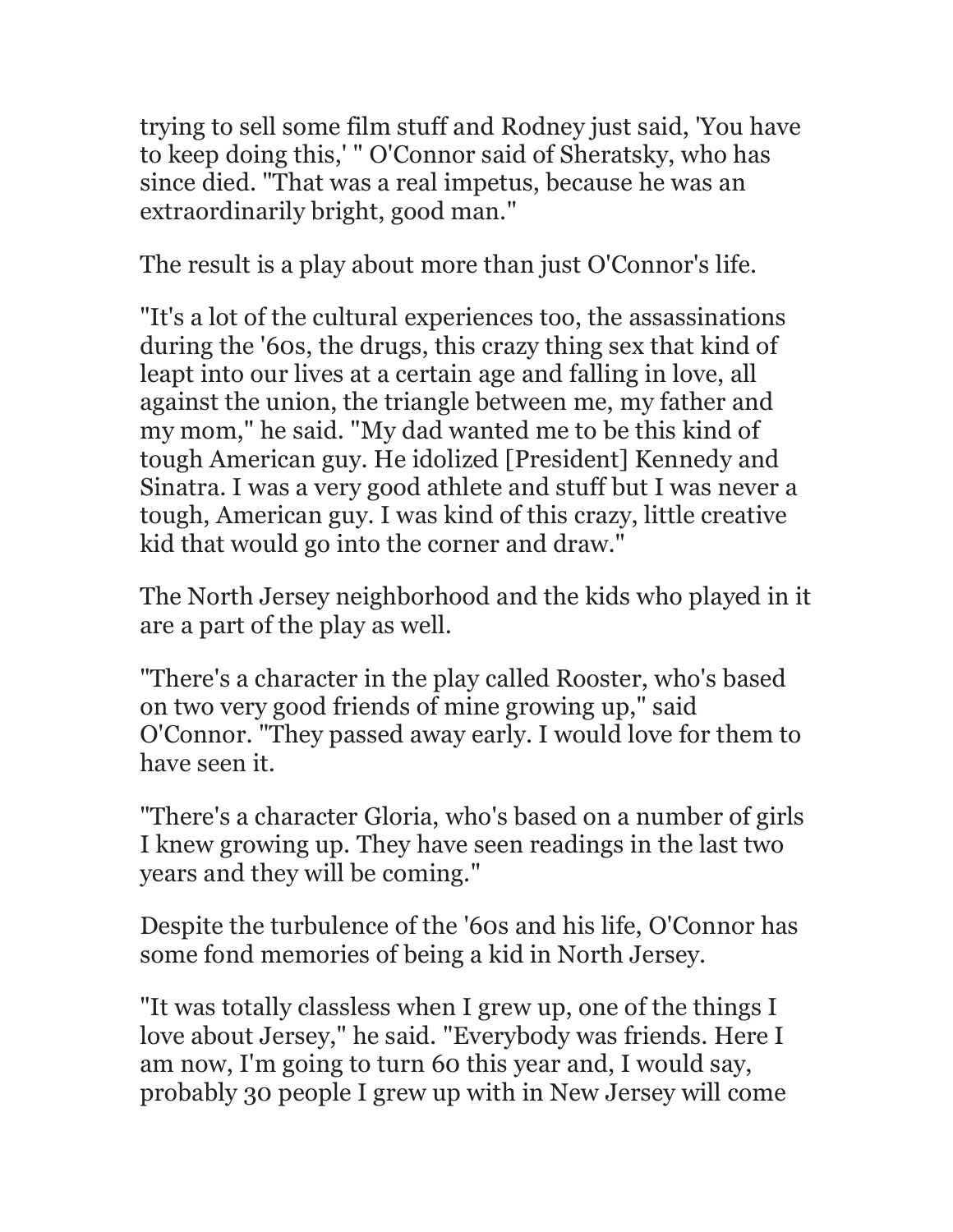trying to sell some film stuff and Rodney just said, 'You have to keep doing this,' " O'Connor said of Sheratsky, who has since died. "That was a real impetus, because he was an extraordinarily bright, good man."

The result is a play about more than just O'Connor's life.

"It's a lot of the cultural experiences too, the assassinations during the '60s, the drugs, this crazy thing sex that kind of leapt into our lives at a certain age and falling in love, all against the union, the triangle between me, my father and my mom," he said. "My dad wanted me to be this kind of tough American guy. He idolized [President] Kennedy and Sinatra. I was a very good athlete and stuff but I was never a tough, American guy. I was kind of this crazy, little creative kid that would go into the corner and draw."

The North Jersey neighborhood and the kids who played in it are a part of the play as well.

"There's a character in the play called Rooster, who's based on two very good friends of mine growing up," said O'Connor. "They passed away early. I would love for them to have seen it.

"There's a character Gloria, who's based on a number of girls I knew growing up. They have seen readings in the last two years and they will be coming."

Despite the turbulence of the '60s and his life, O'Connor has some fond memories of being a kid in North Jersey.

"It was totally classless when I grew up, one of the things I love about Jersey," he said. "Everybody was friends. Here I am now, I'm going to turn 60 this year and, I would say, probably 30 people I grew up with in New Jersey will come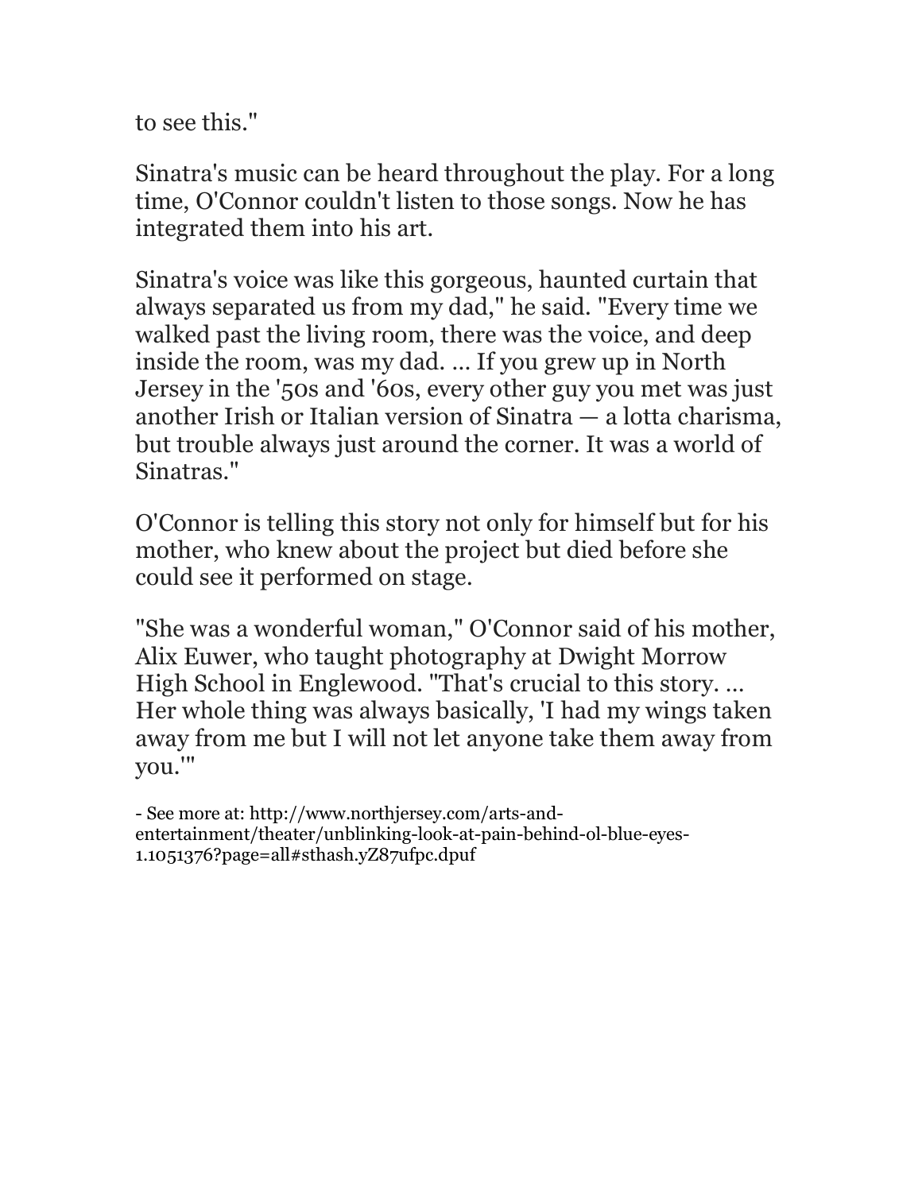to see this."

Sinatra's music can be heard throughout the play. For a long time, O'Connor couldn't listen to those songs. Now he has integrated them into his art.

Sinatra's voice was like this gorgeous, haunted curtain that always separated us from my dad," he said. "Every time we walked past the living room, there was the voice, and deep inside the room, was my dad. ... If you grew up in North Jersey in the '50s and '60s, every other guy you met was just another Irish or Italian version of Sinatra — a lotta charisma, but trouble always just around the corner. It was a world of Sinatras."

O'Connor is telling this story not only for himself but for his mother, who knew about the project but died before she could see it performed on stage.

"She was a wonderful woman," O'Connor said of his mother, Alix Euwer, who taught photography at Dwight Morrow High School in Englewood. "That's crucial to this story. ... Her whole thing was always basically, 'I had my wings taken away from me but I will not let anyone take them away from you.'"

- See more at: http://www.northjersey.com/arts-and-entertainment/theater/unblinking-look-at-pain-behind-ol-blue-eyes-1.1051376?page=all#sthash.yZ87ufpc.dpuf